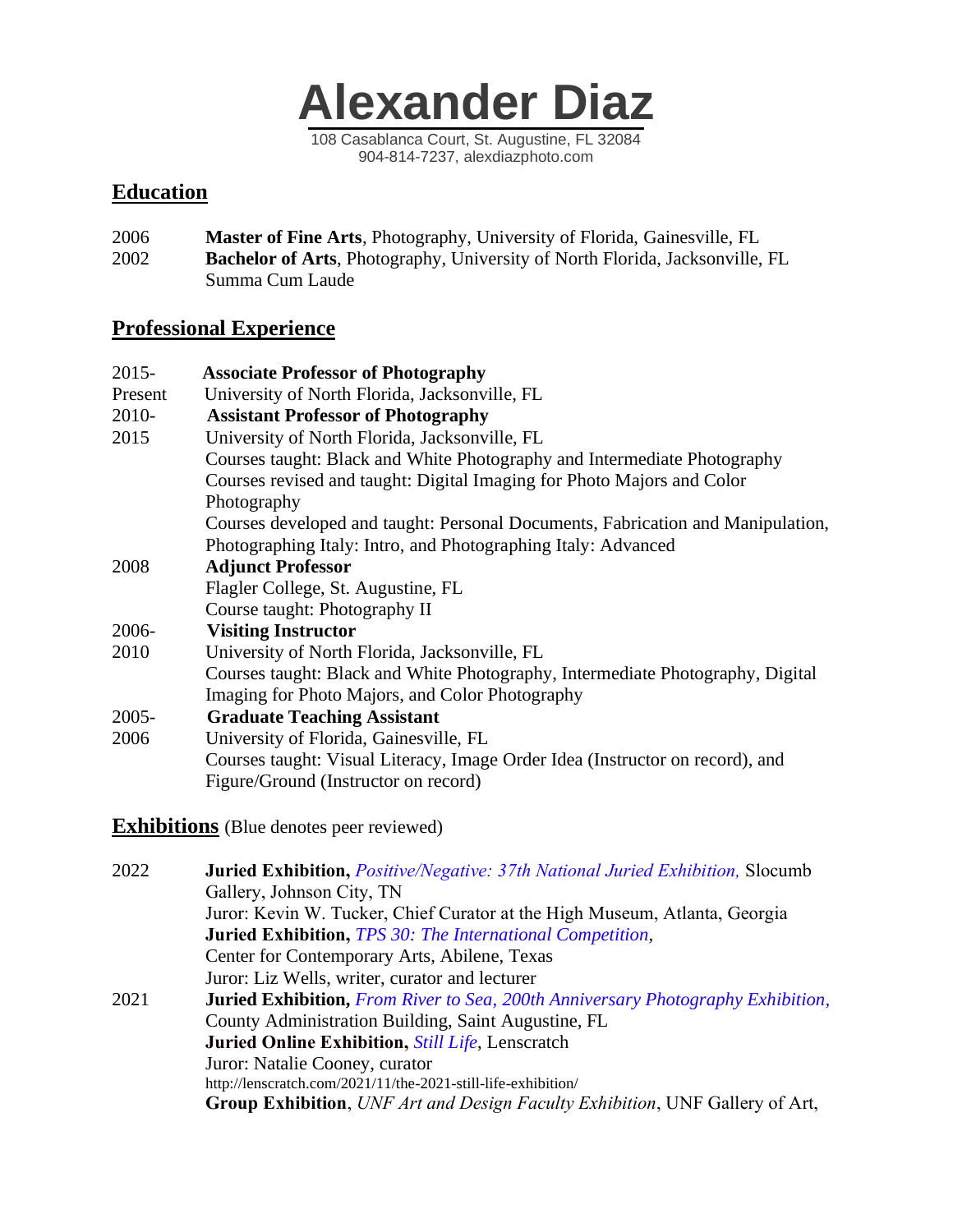# Alexander Diaz

108 Casablanca Court, St. Augustine, FL 32084
904-814-7237, alexdiazphoto.com

## Education

2006 **Master of Fine Arts**, Photography, University of Florida, Gainesville, FL

2002 **Bachelor of Arts**, Photography, University of North Florida, Jacksonville, FL
Summa Cum Laude

## Professional Experience

2015-Present **Associate Professor of Photography**
University of North Florida, Jacksonville, FL

2010-2015 **Assistant Professor of Photography**
University of North Florida, Jacksonville, FL
Courses taught: Black and White Photography and Intermediate Photography
Courses revised and taught: Digital Imaging for Photo Majors and Color Photography
Courses developed and taught: Personal Documents, Fabrication and Manipulation, Photographing Italy: Intro, and Photographing Italy: Advanced

2008 **Adjunct Professor**
Flagler College, St. Augustine, FL
Course taught: Photography II

2006-2010 **Visiting Instructor**
University of North Florida, Jacksonville, FL
Courses taught: Black and White Photography, Intermediate Photography, Digital Imaging for Photo Majors, and Color Photography

2005-2006 **Graduate Teaching Assistant**
University of Florida, Gainesville, FL
Courses taught: Visual Literacy, Image Order Idea (Instructor on record), and Figure/Ground (Instructor on record)

## Exhibitions (Blue denotes peer reviewed)

2022 **Juried Exhibition,** *Positive/Negative: 37th National Juried Exhibition,* Slocumb Gallery, Johnson City, TN
Juror: Kevin W. Tucker, Chief Curator at the High Museum, Atlanta, Georgia
**Juried Exhibition,** *TPS 30: The International Competition*,
Center for Contemporary Arts, Abilene, Texas
Juror: Liz Wells, writer, curator and lecturer

2021 **Juried Exhibition,** *From River to Sea, 200th Anniversary Photography Exhibition,* County Administration Building, Saint Augustine, FL
**Juried Online Exhibition,** *Still Life*, Lenscratch
Juror: Natalie Cooney, curator
http://lenscratch.com/2021/11/the-2021-still-life-exhibition/
**Group Exhibition**, *UNF Art and Design Faculty Exhibition*, UNF Gallery of Art,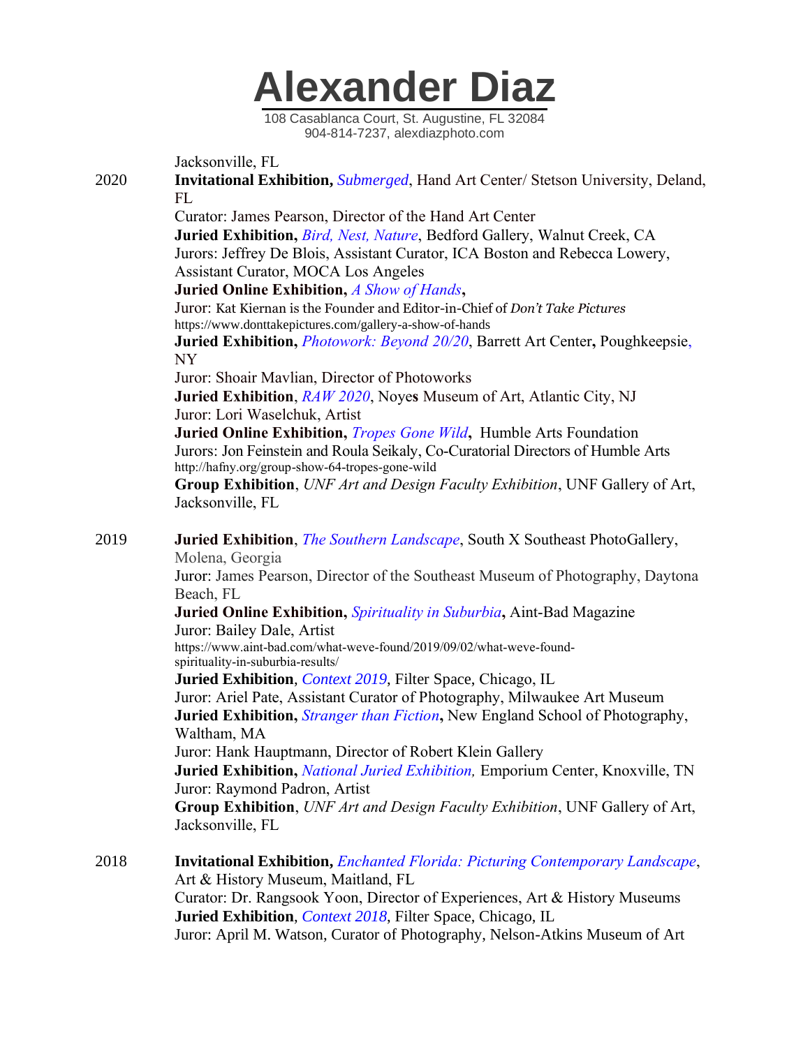# Alexander Diaz

108 Casablanca Court, St. Augustine, FL 32084
904-814-7237, alexdiazphoto.com

Jacksonville, FL

**2020**

**Invitational Exhibition,** *Submerged*, Hand Art Center/ Stetson University, Deland, FL
Curator: James Pearson, Director of the Hand Art Center

**Juried Exhibition,** *Bird, Nest, Nature*, Bedford Gallery, Walnut Creek, CA
Jurors: Jeffrey De Blois, Assistant Curator, ICA Boston and Rebecca Lowery, Assistant Curator, MOCA Los Angeles

**Juried Online Exhibition,** *A Show of Hands***,**
Juror: Kat Kiernan is the Founder and Editor-in-Chief of *Don't Take Pictures*
https://www.donttakepictures.com/gallery-a-show-of-hands

**Juried Exhibition,** *Photowork: Beyond 20/20*, Barrett Art Center**,** Poughkeepsie, NY
Juror: Shoair Mavlian, Director of Photoworks

**Juried Exhibition**, *RAW 2020*, Noyes Museum of Art, Atlantic City, NJ
Juror: Lori Waselchuk, Artist

**Juried Online Exhibition,** *Tropes Gone Wild***,** Humble Arts Foundation
Jurors: Jon Feinstein and Roula Seikaly, Co-Curatorial Directors of Humble Arts
http://hafny.org/group-show-64-tropes-gone-wild

**Group Exhibition**, *UNF Art and Design Faculty Exhibition*, UNF Gallery of Art, Jacksonville, FL

**2019**

**Juried Exhibition**, *The Southern Landscape*, South X Southeast PhotoGallery, Molena, Georgia
Juror: James Pearson, Director of the Southeast Museum of Photography, Daytona Beach, FL

**Juried Online Exhibition,** *Spirituality in Suburbia***,** Aint-Bad Magazine
Juror: Bailey Dale, Artist
https://www.aint-bad.com/what-weve-found/2019/09/02/what-weve-found-spirituality-in-suburbia-results/

**Juried Exhibition**, *Context 2019*, Filter Space, Chicago, IL
Juror: Ariel Pate, Assistant Curator of Photography, Milwaukee Art Museum

**Juried Exhibition,** *Stranger than Fiction***,** New England School of Photography, Waltham, MA
Juror: Hank Hauptmann, Director of Robert Klein Gallery

**Juried Exhibition,** *National Juried Exhibition,* Emporium Center, Knoxville, TN
Juror: Raymond Padron, Artist

**Group Exhibition**, *UNF Art and Design Faculty Exhibition*, UNF Gallery of Art, Jacksonville, FL

**2018**

**Invitational Exhibition,** *Enchanted Florida: Picturing Contemporary Landscape*, Art & History Museum, Maitland, FL
Curator: Dr. Rangsook Yoon, Director of Experiences, Art & History Museums

**Juried Exhibition**, *Context 2018*, Filter Space, Chicago, IL
Juror: April M. Watson, Curator of Photography, Nelson-Atkins Museum of Art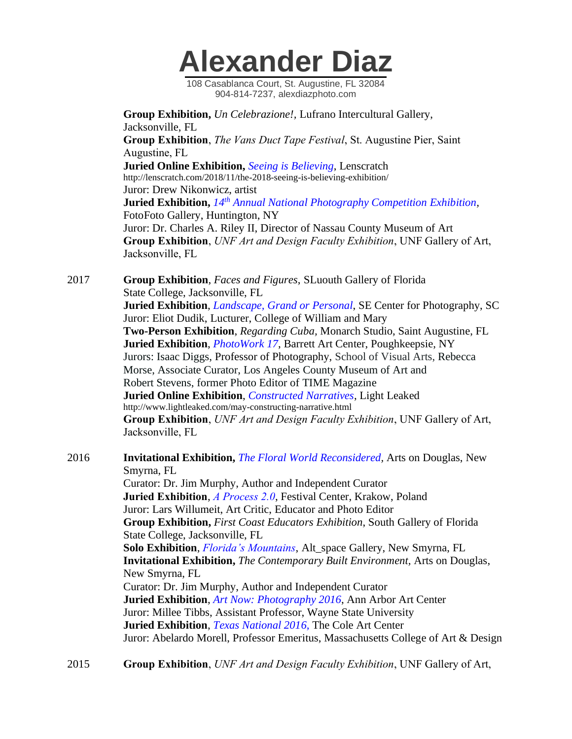# Alexander Diaz

108 Casablanca Court, St. Augustine, FL 32084
904-814-7237, alexdiazphoto.com

**Group Exhibition,** *Un Celebrazione!,* Lufrano Intercultural Gallery, Jacksonville, FL
**Group Exhibition**, *The Vans Duct Tape Festival*, St. Augustine Pier, Saint Augustine, FL
**Juried Online Exhibition,** *Seeing is Believing*, Lenscratch
http://lenscratch.com/2018/11/the-2018-seeing-is-believing-exhibition/
Juror: Drew Nikonowicz, artist
**Juried Exhibition,** *14th Annual National Photography Competition Exhibition*, FotoFoto Gallery, Huntington, NY
Juror: Dr. Charles A. Riley II, Director of Nassau County Museum of Art
**Group Exhibition**, *UNF Art and Design Faculty Exhibition*, UNF Gallery of Art, Jacksonville, FL

2017

**Group Exhibition**, *Faces and Figures*, SLuouth Gallery of Florida State College, Jacksonville, FL
**Juried Exhibition**, *Landscape, Grand or Personal*, SE Center for Photography, SC
Juror: Eliot Dudik, Lucturer, College of William and Mary
**Two-Person Exhibition**, *Regarding Cuba*, Monarch Studio, Saint Augustine, FL
**Juried Exhibition**, *PhotoWork 17*, Barrett Art Center, Poughkeepsie, NY
Jurors: Isaac Diggs, Professor of Photography, School of Visual Arts, Rebecca Morse, Associate Curator, Los Angeles County Museum of Art and Robert Stevens, former Photo Editor of TIME Magazine
**Juried Online Exhibition**, *Constructed Narratives*, Light Leaked
http://www.lightleaked.com/may-constructing-narrative.html
**Group Exhibition**, *UNF Art and Design Faculty Exhibition*, UNF Gallery of Art, Jacksonville, FL

2016

**Invitational Exhibition,** *The Floral World Reconsidered*, Arts on Douglas, New Smyrna, FL
Curator: Dr. Jim Murphy, Author and Independent Curator
**Juried Exhibition**, *A Process 2.0*, Festival Center, Krakow, Poland
Juror: Lars Willumeit, Art Critic, Educator and Photo Editor
**Group Exhibition,** *First Coast Educators Exhibition*, South Gallery of Florida State College, Jacksonville, FL
**Solo Exhibition**, *Florida's Mountains*, Alt_space Gallery, New Smyrna, FL
**Invitational Exhibition,** *The Contemporary Built Environment,* Arts on Douglas, New Smyrna, FL
Curator: Dr. Jim Murphy, Author and Independent Curator
**Juried Exhibition**, *Art Now: Photography 2016*, Ann Arbor Art Center
Juror: Millee Tibbs, Assistant Professor, Wayne State University
**Juried Exhibition**, *Texas National 2016,* The Cole Art Center
Juror: Abelardo Morell, Professor Emeritus, Massachusetts College of Art & Design

2015

**Group Exhibition**, *UNF Art and Design Faculty Exhibition*, UNF Gallery of Art,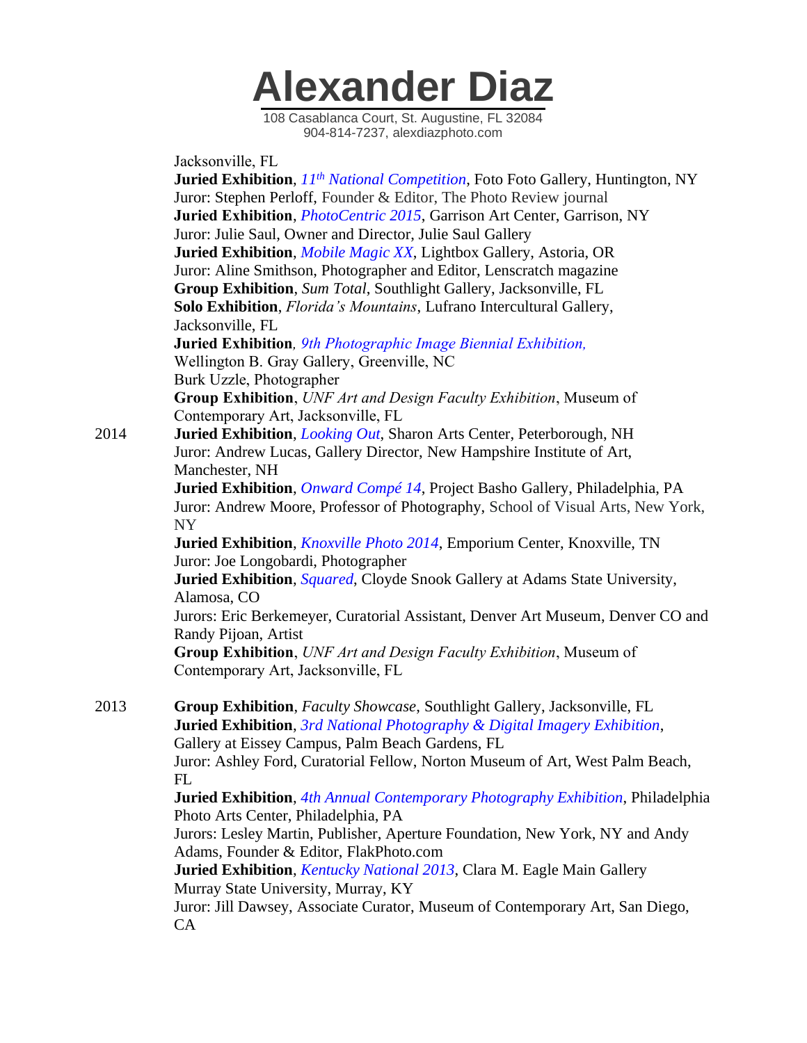# Alexander Diaz

108 Casablanca Court, St. Augustine, FL 32084
904-814-7237, alexdiazphoto.com

Jacksonville, FL

**Juried Exhibition**, *11th National Competition*, Foto Foto Gallery, Huntington, NY
Juror: Stephen Perloff, Founder & Editor, The Photo Review journal

**Juried Exhibition**, *PhotoCentric 2015*, Garrison Art Center, Garrison, NY
Juror: Julie Saul, Owner and Director, Julie Saul Gallery

**Juried Exhibition**, *Mobile Magic XX*, Lightbox Gallery, Astoria, OR
Juror: Aline Smithson, Photographer and Editor, Lenscratch magazine

**Group Exhibition**, *Sum Total*, Southlight Gallery, Jacksonville, FL

**Solo Exhibition**, *Florida's Mountains*, Lufrano Intercultural Gallery, Jacksonville, FL

**Juried Exhibition***, 9th Photographic Image Biennial Exhibition,* Wellington B. Gray Gallery, Greenville, NC
Burk Uzzle, Photographer

**Group Exhibition**, *UNF Art and Design Faculty Exhibition*, Museum of Contemporary Art, Jacksonville, FL

2014

**Juried Exhibition**, *Looking Out*, Sharon Arts Center, Peterborough, NH
Juror: Andrew Lucas, Gallery Director, New Hampshire Institute of Art, Manchester, NH

**Juried Exhibition**, *Onward Compé 14*, Project Basho Gallery, Philadelphia, PA
Juror: Andrew Moore, Professor of Photography, School of Visual Arts, New York, NY

**Juried Exhibition**, *Knoxville Photo 2014*, Emporium Center, Knoxville, TN
Juror: Joe Longobardi, Photographer

**Juried Exhibition**, *Squared*, Cloyde Snook Gallery at Adams State University, Alamosa, CO
Jurors: Eric Berkemeyer, Curatorial Assistant, Denver Art Museum, Denver CO and Randy Pijoan, Artist

**Group Exhibition**, *UNF Art and Design Faculty Exhibition*, Museum of Contemporary Art, Jacksonville, FL

2013

**Group Exhibition**, *Faculty Showcase*, Southlight Gallery, Jacksonville, FL

**Juried Exhibition**, *3rd National Photography & Digital Imagery Exhibition*, Gallery at Eissey Campus, Palm Beach Gardens, FL
Juror: Ashley Ford, Curatorial Fellow, Norton Museum of Art, West Palm Beach, FL

**Juried Exhibition**, *4th Annual Contemporary Photography Exhibition*, Philadelphia Photo Arts Center, Philadelphia, PA
Jurors: Lesley Martin, Publisher, Aperture Foundation, New York, NY and Andy Adams, Founder & Editor, FlakPhoto.com

**Juried Exhibition**, *Kentucky National 2013*, Clara M. Eagle Main Gallery Murray State University, Murray, KY
Juror: Jill Dawsey, Associate Curator, Museum of Contemporary Art, San Diego, CA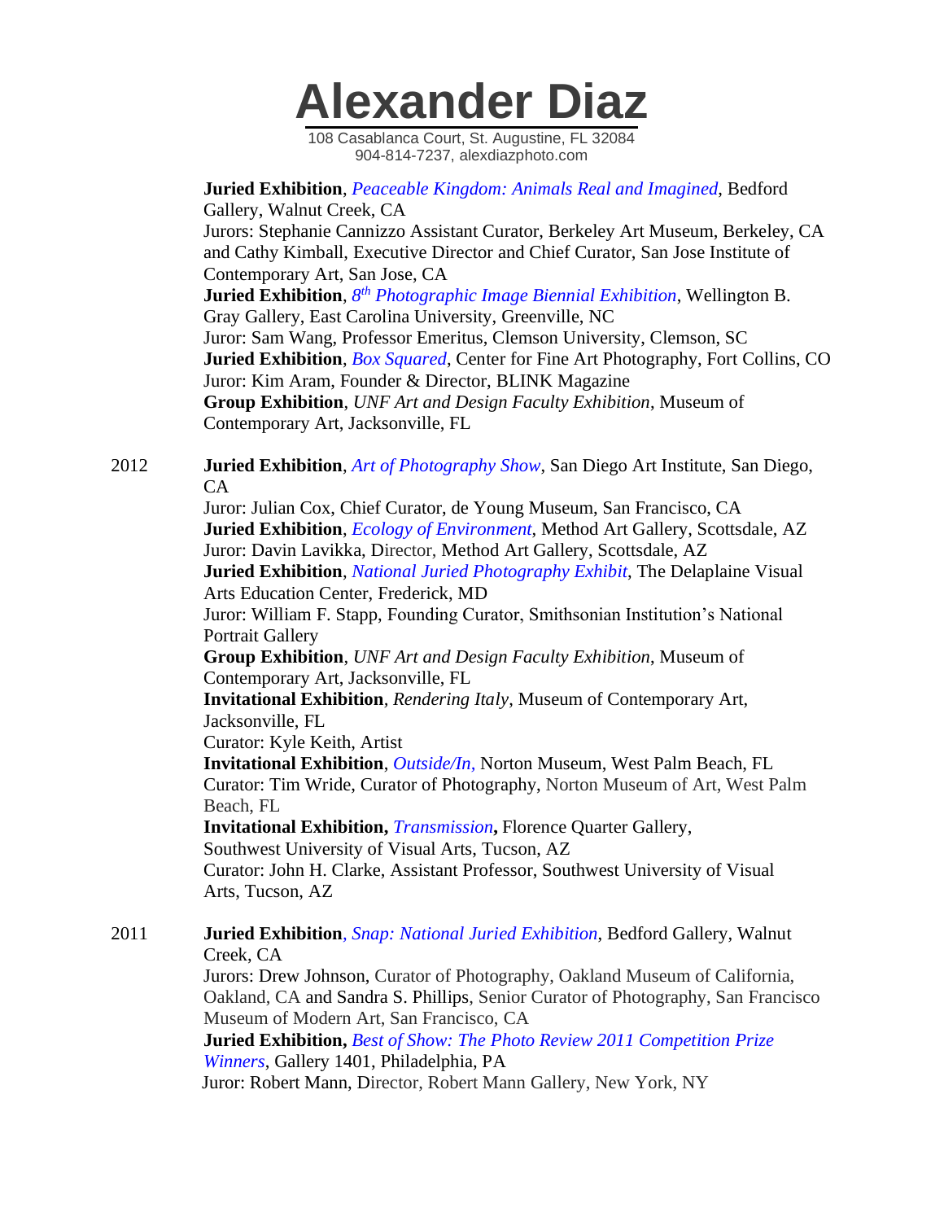# Alexander Diaz

108 Casablanca Court, St. Augustine, FL 32084
904-814-7237, alexdiazphoto.com

**Juried Exhibition**, *Peaceable Kingdom: Animals Real and Imagined*, Bedford Gallery, Walnut Creek, CA
Jurors: Stephanie Cannizzo Assistant Curator, Berkeley Art Museum, Berkeley, CA and Cathy Kimball, Executive Director and Chief Curator, San Jose Institute of Contemporary Art, San Jose, CA

**Juried Exhibition**, *8th Photographic Image Biennial Exhibition*, Wellington B. Gray Gallery, East Carolina University, Greenville, NC
Juror: Sam Wang, Professor Emeritus, Clemson University, Clemson, SC

**Juried Exhibition**, *Box Squared*, Center for Fine Art Photography, Fort Collins, CO
Juror: Kim Aram, Founder & Director, BLINK Magazine

**Group Exhibition**, *UNF Art and Design Faculty Exhibition*, Museum of Contemporary Art, Jacksonville, FL

**2012**

**Juried Exhibition**, *Art of Photography Show*, San Diego Art Institute, San Diego, CA
Juror: Julian Cox, Chief Curator, de Young Museum, San Francisco, CA

**Juried Exhibition**, *Ecology of Environment*, Method Art Gallery, Scottsdale, AZ
Juror: Davin Lavikka, Director, Method Art Gallery, Scottsdale, AZ

**Juried Exhibition**, *National Juried Photography Exhibit*, The Delaplaine Visual Arts Education Center, Frederick, MD
Juror: William F. Stapp, Founding Curator, Smithsonian Institution's National Portrait Gallery

**Group Exhibition**, *UNF Art and Design Faculty Exhibition*, Museum of Contemporary Art, Jacksonville, FL

**Invitational Exhibition**, *Rendering Italy*, Museum of Contemporary Art, Jacksonville, FL
Curator: Kyle Keith, Artist

**Invitational Exhibition**, *Outside/In,* Norton Museum, West Palm Beach, FL
Curator: Tim Wride, Curator of Photography, Norton Museum of Art, West Palm Beach, FL

**Invitational Exhibition,** *Transmission***,** Florence Quarter Gallery, Southwest University of Visual Arts, Tucson, AZ
Curator: John H. Clarke, Assistant Professor, Southwest University of Visual Arts, Tucson, AZ

**2011**

**Juried Exhibition**, *Snap: National Juried Exhibition*, Bedford Gallery, Walnut Creek, CA
Jurors: Drew Johnson, Curator of Photography, Oakland Museum of California, Oakland, CA and Sandra S. Phillips, Senior Curator of Photography, San Francisco Museum of Modern Art, San Francisco, CA

**Juried Exhibition,** *Best of Show: The Photo Review 2011 Competition Prize Winners*, Gallery 1401, Philadelphia, PA
Juror: Robert Mann, Director, Robert Mann Gallery, New York, NY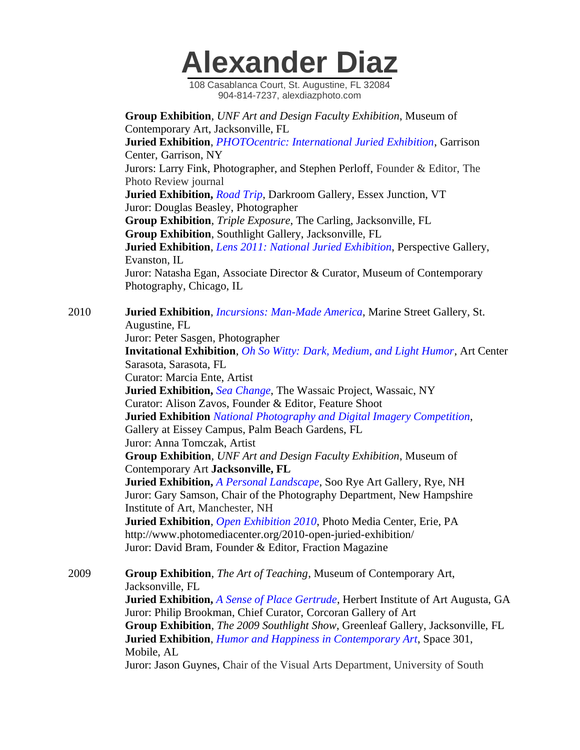# Alexander Diaz

108 Casablanca Court, St. Augustine, FL 32084
904-814-7237, alexdiazphoto.com

**Group Exhibition**, *UNF Art and Design Faculty Exhibition*, Museum of Contemporary Art, Jacksonville, FL
**Juried Exhibition**, *PHOTOcentric: International Juried Exhibition*, Garrison Center, Garrison, NY
Jurors: Larry Fink, Photographer, and Stephen Perloff, Founder & Editor, The Photo Review journal
**Juried Exhibition,** *Road Trip*, Darkroom Gallery, Essex Junction, VT
Juror: Douglas Beasley, Photographer
**Group Exhibition**, *Triple Exposure*, The Carling, Jacksonville, FL
**Group Exhibition**, Southlight Gallery, Jacksonville, FL
**Juried Exhibition**, *Lens 2011: National Juried Exhibition*, Perspective Gallery, Evanston, IL
Juror: Natasha Egan, Associate Director & Curator, Museum of Contemporary Photography, Chicago, IL

2010

**Juried Exhibition**, *Incursions: Man-Made America*, Marine Street Gallery, St. Augustine, FL
Juror: Peter Sasgen, Photographer
**Invitational Exhibition**, *Oh So Witty: Dark, Medium, and Light Humor*, Art Center Sarasota, Sarasota, FL
Curator: Marcia Ente, Artist
**Juried Exhibition,** *Sea Change*, The Wassaic Project, Wassaic, NY
Curator: Alison Zavos, Founder & Editor, Feature Shoot
**Juried Exhibition** *National Photography and Digital Imagery Competition*, Gallery at Eissey Campus, Palm Beach Gardens, FL
Juror: Anna Tomczak, Artist
**Group Exhibition**, *UNF Art and Design Faculty Exhibition*, Museum of Contemporary Art **Jacksonville, FL**
**Juried Exhibition,** *A Personal Landscape*, Soo Rye Art Gallery, Rye, NH
Juror: Gary Samson, Chair of the Photography Department, New Hampshire Institute of Art, Manchester, NH
**Juried Exhibition**, *Open Exhibition 2010*, Photo Media Center, Erie, PA
http://www.photomediacenter.org/2010-open-juried-exhibition/
Juror: David Bram, Founder & Editor, Fraction Magazine

2009

**Group Exhibition**, *The Art of Teaching*, Museum of Contemporary Art, Jacksonville, FL
**Juried Exhibition,** *A Sense of Place Gertrude*, Herbert Institute of Art Augusta, GA
Juror: Philip Brookman, Chief Curator, Corcoran Gallery of Art
**Group Exhibition**, *The 2009 Southlight Show*, Greenleaf Gallery, Jacksonville, FL
**Juried Exhibition**, *Humor and Happiness in Contemporary Art*, Space 301, Mobile, AL
Juror: Jason Guynes, Chair of the Visual Arts Department, University of South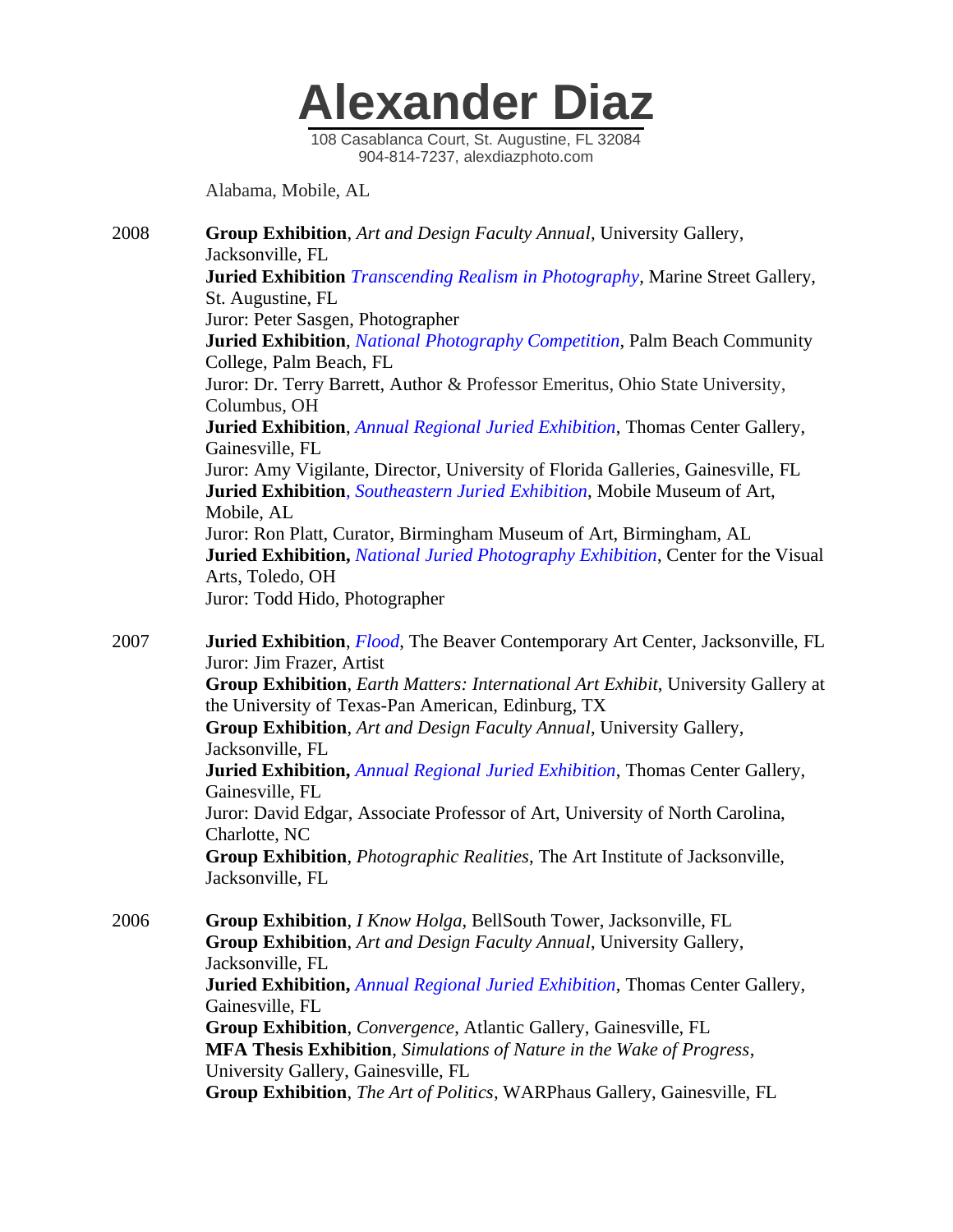# Alexander Diaz

108 Casablanca Court, St. Augustine, FL 32084
904-814-7237, alexdiazphoto.com

Alabama, Mobile, AL

2008

**Group Exhibition**, *Art and Design Faculty Annual*, University Gallery, Jacksonville, FL
**Juried Exhibition** *Transcending Realism in Photography*, Marine Street Gallery, St. Augustine, FL
Juror: Peter Sasgen, Photographer
**Juried Exhibition**, *National Photography Competition*, Palm Beach Community College, Palm Beach, FL
Juror: Dr. Terry Barrett, Author & Professor Emeritus, Ohio State University, Columbus, OH
**Juried Exhibition**, *Annual Regional Juried Exhibition*, Thomas Center Gallery, Gainesville, FL
Juror: Amy Vigilante, Director, University of Florida Galleries, Gainesville, FL
**Juried Exhibition**, *Southeastern Juried Exhibition*, Mobile Museum of Art, Mobile, AL
Juror: Ron Platt, Curator, Birmingham Museum of Art, Birmingham, AL
**Juried Exhibition,** *National Juried Photography Exhibition*, Center for the Visual Arts, Toledo, OH
Juror: Todd Hido, Photographer

2007

**Juried Exhibition**, *Flood*, The Beaver Contemporary Art Center, Jacksonville, FL
Juror: Jim Frazer, Artist
**Group Exhibition**, *Earth Matters: International Art Exhibit*, University Gallery at the University of Texas-Pan American, Edinburg, TX
**Group Exhibition**, *Art and Design Faculty Annual*, University Gallery, Jacksonville, FL
**Juried Exhibition,** *Annual Regional Juried Exhibition*, Thomas Center Gallery, Gainesville, FL
Juror: David Edgar, Associate Professor of Art, University of North Carolina, Charlotte, NC
**Group Exhibition**, *Photographic Realities*, The Art Institute of Jacksonville, Jacksonville, FL

2006

**Group Exhibition**, *I Know Holga*, BellSouth Tower, Jacksonville, FL
**Group Exhibition**, *Art and Design Faculty Annual*, University Gallery, Jacksonville, FL
**Juried Exhibition,** *Annual Regional Juried Exhibition*, Thomas Center Gallery, Gainesville, FL
**Group Exhibition**, *Convergence*, Atlantic Gallery, Gainesville, FL
**MFA Thesis Exhibition**, *Simulations of Nature in the Wake of Progress*, University Gallery, Gainesville, FL
**Group Exhibition**, *The Art of Politics*, WARPhaus Gallery, Gainesville, FL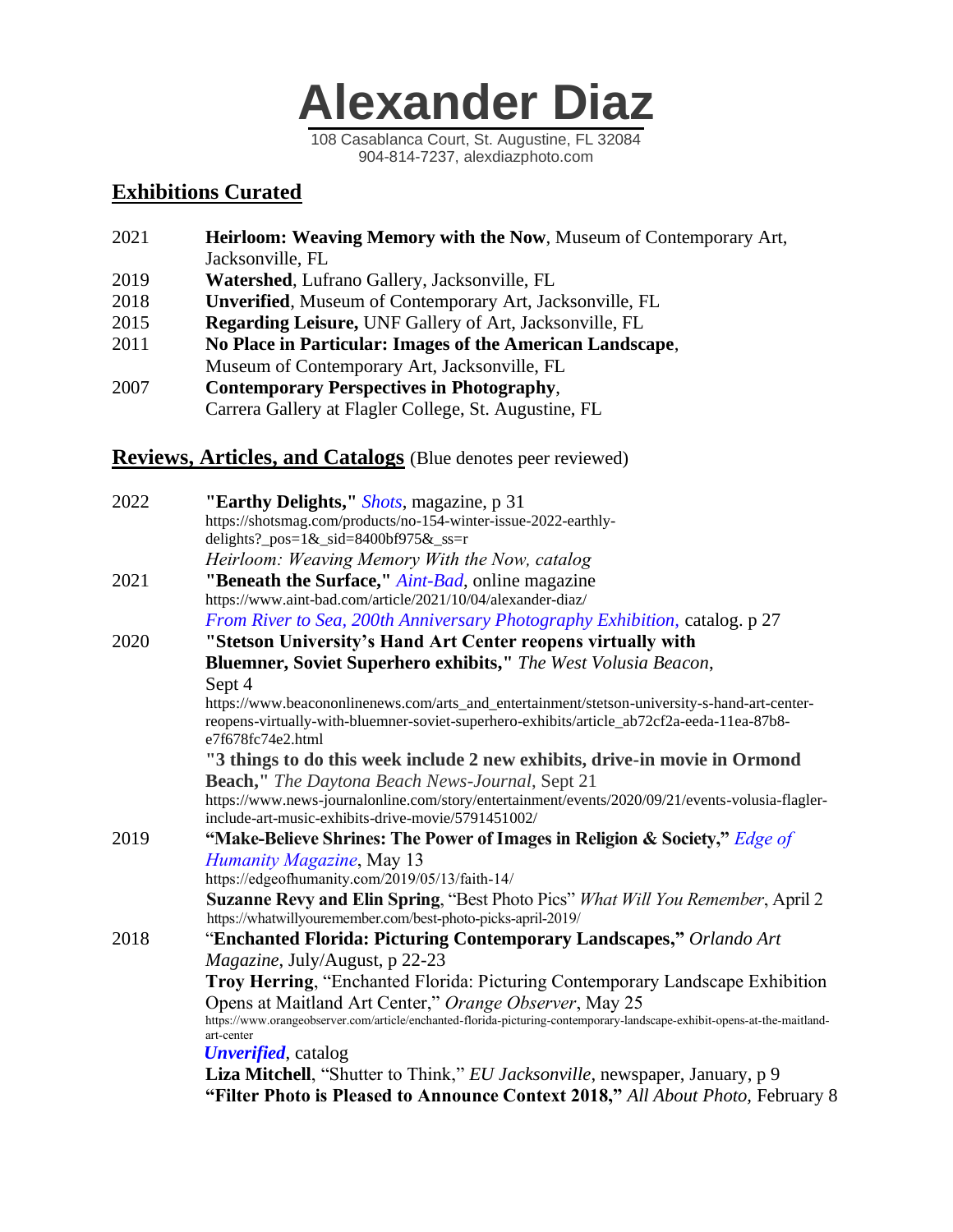# Alexander Diaz

108 Casablanca Court, St. Augustine, FL 32084
904-814-7237, alexdiazphoto.com

## Exhibitions Curated

2021 **Heirloom: Weaving Memory with the Now**, Museum of Contemporary Art, Jacksonville, FL

2019 **Watershed**, Lufrano Gallery, Jacksonville, FL

2018 **Unverified**, Museum of Contemporary Art, Jacksonville, FL

2015 **Regarding Leisure,** UNF Gallery of Art, Jacksonville, FL

2011 **No Place in Particular: Images of the American Landscape**, Museum of Contemporary Art, Jacksonville, FL

2007 **Contemporary Perspectives in Photography**, Carrera Gallery at Flagler College, St. Augustine, FL

## Reviews, Articles, and Catalogs (Blue denotes peer reviewed)

2022 **"Earthy Delights,"** *Shots*, magazine, p 31
https://shotsmag.com/products/no-154-winter-issue-2022-earthly-delights?_pos=1&_sid=8400bf975&_ss=r
*Heirloom: Weaving Memory With the Now, catalog*

2021 **"Beneath the Surface,"** *Aint-Bad*, online magazine
https://www.aint-bad.com/article/2021/10/04/alexander-diaz/
*From River to Sea, 200th Anniversary Photography Exhibition,* catalog. p 27

2020 **"Stetson University's Hand Art Center reopens virtually with Bluemner, Soviet Superhero exhibits,"** *The West Volusia Beacon*, Sept 4
https://www.beacononlinenews.com/arts_and_entertainment/stetson-university-s-hand-art-center-reopens-virtually-with-bluemner-soviet-superhero-exhibits/article_ab72cf2a-eeda-11ea-87b8-e7f678fc74e2.html
**"3 things to do this week include 2 new exhibits, drive-in movie in Ormond Beach,"** *The Daytona Beach News-Journal*, Sept 21
https://www.news-journalonline.com/story/entertainment/events/2020/09/21/events-volusia-flagler-include-art-music-exhibits-drive-movie/5791451002/

2019 **"Make-Believe Shrines: The Power of Images in Religion & Society,"** *Edge of Humanity Magazine*, May 13
https://edgeofhumanity.com/2019/05/13/faith-14/
**Suzanne Revy and Elin Spring**, "Best Photo Pics" *What Will You Remember*, April 2
https://whatwillyouremember.com/best-photo-picks-april-2019/

2018 **"Enchanted Florida: Picturing Contemporary Landscapes,"** *Orlando Art Magazine*, July/August, p 22-23
**Troy Herring**, "Enchanted Florida: Picturing Contemporary Landscape Exhibition Opens at Maitland Art Center," *Orange Observer*, May 25
https://www.orangeobserver.com/article/enchanted-florida-picturing-contemporary-landscape-exhibit-opens-at-the-maitland-art-center
***Unverified***, catalog
**Liza Mitchell**, "Shutter to Think," *EU Jacksonville*, newspaper, January, p 9
**"Filter Photo is Pleased to Announce Context 2018,"** *All About Photo,* February 8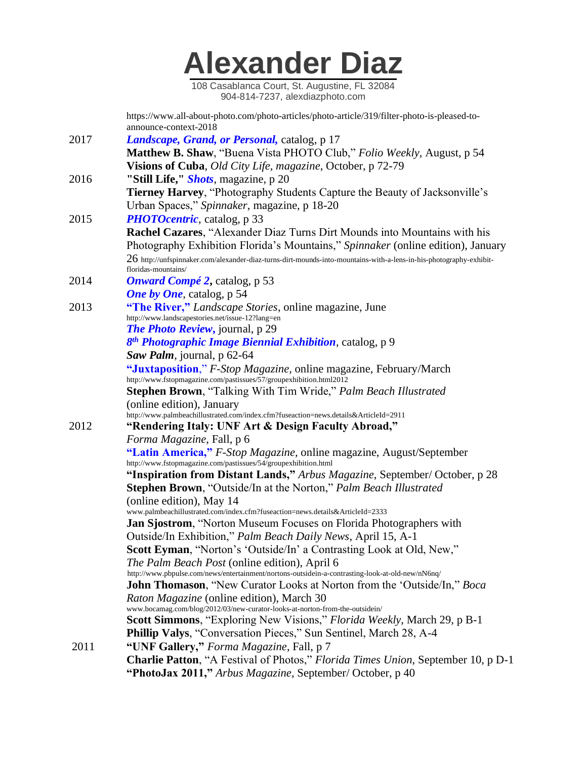# Alexander Diaz

108 Casablanca Court, St. Augustine, FL 32084
904-814-7237, alexdiazphoto.com

https://www.all-about-photo.com/photo-articles/photo-article/319/filter-photo-is-pleased-to-announce-context-2018

2017 ***Landscape, Grand, or Personal,*** catalog, p 17

**Matthew B. Shaw**, "Buena Vista PHOTO Club," *Folio Weekly*, August, p 54

**Visions of Cuba**, *Old City Life, magazine*, October, p 72-79

2016 **"Still Life,"** ***Shots***, magazine, p 20

**Tierney Harvey**, "Photography Students Capture the Beauty of Jacksonville's Urban Spaces," *Spinnaker*, magazine, p 18-20

2015 ***PHOTOcentric***, catalog, p 33

**Rachel Cazares**, "Alexander Diaz Turns Dirt Mounds into Mountains with his Photography Exhibition Florida's Mountains," *Spinnaker* (online edition), January 26 http://unfspinnaker.com/alexander-diaz-turns-dirt-mounds-into-mountains-with-a-lens-in-his-photography-exhibit-floridas-mountains/

2014 ***Onward Compé 2*,** catalog, p 53

***One by One***, catalog, p 54

2013 **"The River,"** *Landscape Stories*, online magazine, June
http://www.landscapestories.net/issue-12?lang=en

***The Photo Review*,** journal, p 29

***8th Photographic Image Biennial Exhibition***, catalog, p 9

***Saw Palm***, journal, p 62-64

**"Juxtaposition**," *F-Stop Magazine*, online magazine, February/March
http://www.fstopmagazine.com/pastissues/57/groupexhibition.html2012

**Stephen Brown**, "Talking With Tim Wride," *Palm Beach Illustrated* (online edition), January
http://www.palmbeachillustrated.com/index.cfm?fuseaction=news.details&ArticleId=2911

2012 **"Rendering Italy: UNF Art & Design Faculty Abroad,"** *Forma Magazine*, Fall, p 6

**"Latin America,"** *F-Stop Magazine*, online magazine, August/September
http://www.fstopmagazine.com/pastissues/54/groupexhibition.html

**"Inspiration from Distant Lands,"** *Arbus Magazine*, September/ October, p 28

**Stephen Brown**, "Outside/In at the Norton," *Palm Beach Illustrated* (online edition), May 14
www.palmbeachillustrated.com/index.cfm?fuseaction=news.details&ArticleId=2333

**Jan Sjostrom**, "Norton Museum Focuses on Florida Photographers with Outside/In Exhibition," *Palm Beach Daily News*, April 15, A-1

**Scott Eyman**, "Norton's 'Outside/In' a Contrasting Look at Old, New," *The Palm Beach Post* (online edition), April 6
http://www.pbpulse.com/news/entertainment/nortons-outsidein-a-contrasting-look-at-old-new/nN6nq/

**John Thomason**, "New Curator Looks at Norton from the 'Outside/In," *Boca Raton Magazine* (online edition), March 30
www.bocamag.com/blog/2012/03/new-curator-looks-at-norton-from-the-outsidein/

**Scott Simmons**, "Exploring New Visions," *Florida Weekly*, March 29, p B-1

**Phillip Valys**, "Conversation Pieces," Sun Sentinel, March 28, A-4

2011 **"UNF Gallery,"** *Forma Magazine*, Fall, p 7

**Charlie Patton**, "A Festival of Photos," *Florida Times Union*, September 10, p D-1

**"PhotoJax 2011,"** *Arbus Magazine*, September/ October, p 40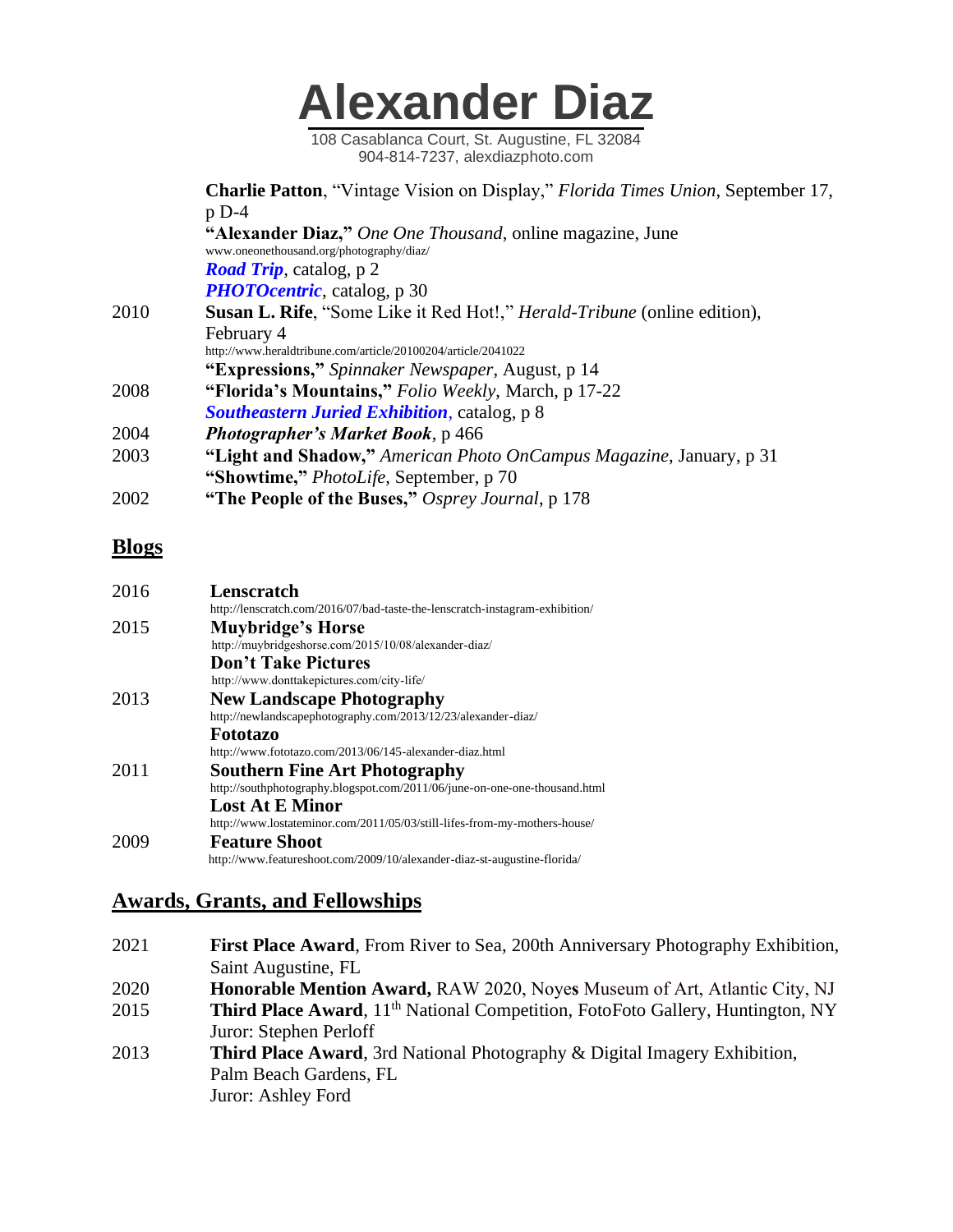# Alexander Diaz

108 Casablanca Court, St. Augustine, FL 32084
904-814-7237, alexdiazphoto.com

**Charlie Patton**, "Vintage Vision on Display," *Florida Times Union*, September 17, p D-4
**"Alexander Diaz,"** *One One Thousand*, online magazine, June
www.oneonethousand.org/photography/diaz/
***Road Trip***, catalog, p 2
***PHOTOcentric***, catalog, p 30

2010 **Susan L. Rife**, "Some Like it Red Hot!," *Herald-Tribune* (online edition), February 4
http://www.heraldtribune.com/article/20100204/article/2041022
**"Expressions,"** *Spinnaker Newspaper*, August, p 14

2008 **"Florida's Mountains,"** *Folio Weekly*, March, p 17-22
***Southeastern Juried Exhibition***, catalog, p 8

2004 ***Photographer's Market Book***, p 466

2003 **"Light and Shadow,"** *American Photo OnCampus Magazine*, January, p 31
**"Showtime,"** *PhotoLife*, September, p 70

2002 **"The People of the Buses,"** *Osprey Journal*, p 178

## Blogs

2016 **Lenscratch**
http://lenscratch.com/2016/07/bad-taste-the-lenscratch-instagram-exhibition/

2015 **Muybridge's Horse**
http://muybridgeshorse.com/2015/10/08/alexander-diaz/
**Don't Take Pictures**
http://www.donttakepictures.com/city-life/

2013 **New Landscape Photography**
http://newlandscapephotography.com/2013/12/23/alexander-diaz/
**Fototazo**
http://www.fototazo.com/2013/06/145-alexander-diaz.html

2011 **Southern Fine Art Photography**
http://southphotography.blogspot.com/2011/06/june-on-one-one-thousand.html
**Lost At E Minor**
http://www.lostateminor.com/2011/05/03/still-lifes-from-my-mothers-house/

2009 **Feature Shoot**
http://www.featureshoot.com/2009/10/alexander-diaz-st-augustine-florida/

## Awards, Grants, and Fellowships

2021 **First Place Award**, From River to Sea, 200th Anniversary Photography Exhibition, Saint Augustine, FL

2020 **Honorable Mention Award,** RAW 2020, Noyes Museum of Art, Atlantic City, NJ

2015 **Third Place Award**, 11th National Competition, FotoFoto Gallery, Huntington, NY
Juror: Stephen Perloff

2013 **Third Place Award**, 3rd National Photography & Digital Imagery Exhibition, Palm Beach Gardens, FL
Juror: Ashley Ford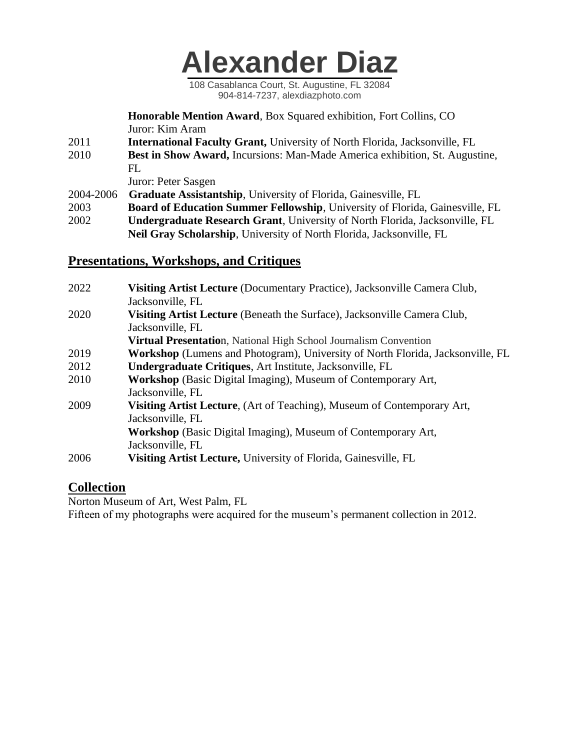# Alexander Diaz

108 Casablanca Court, St. Augustine, FL 32084
904-814-7237, alexdiazphoto.com

| | |
|---|---|
| | **Honorable Mention Award**, Box Squared exhibition, Fort Collins, CO<br>Juror: Kim Aram |
| 2011 | **International Faculty Grant,** University of North Florida, Jacksonville, FL |
| 2010 | **Best in Show Award,** Incursions: Man-Made America exhibition, St. Augustine, FL<br>Juror: Peter Sasgen |
| 2004-2006 | **Graduate Assistantship**, University of Florida, Gainesville, FL |
| 2003 | **Board of Education Summer Fellowship**, University of Florida, Gainesville, FL |
| 2002 | **Undergraduate Research Grant**, University of North Florida, Jacksonville, FL<br>**Neil Gray Scholarship**, University of North Florida, Jacksonville, FL |

## Presentations, Workshops, and Critiques

| | |
|---|---|
| 2022 | **Visiting Artist Lecture** (Documentary Practice), Jacksonville Camera Club, Jacksonville, FL |
| 2020 | **Visiting Artist Lecture** (Beneath the Surface), Jacksonville Camera Club, Jacksonville, FL<br>**Virtual Presentation**, National High School Journalism Convention |
| 2019 | **Workshop** (Lumens and Photogram), University of North Florida, Jacksonville, FL |
| 2012 | **Undergraduate Critiques**, Art Institute, Jacksonville, FL |
| 2010 | **Workshop** (Basic Digital Imaging), Museum of Contemporary Art, Jacksonville, FL |
| 2009 | **Visiting Artist Lecture**, (Art of Teaching), Museum of Contemporary Art, Jacksonville, FL<br>**Workshop** (Basic Digital Imaging), Museum of Contemporary Art, Jacksonville, FL |
| 2006 | **Visiting Artist Lecture,** University of Florida, Gainesville, FL |

## Collection

Norton Museum of Art, West Palm, FL
Fifteen of my photographs were acquired for the museum's permanent collection in 2012.